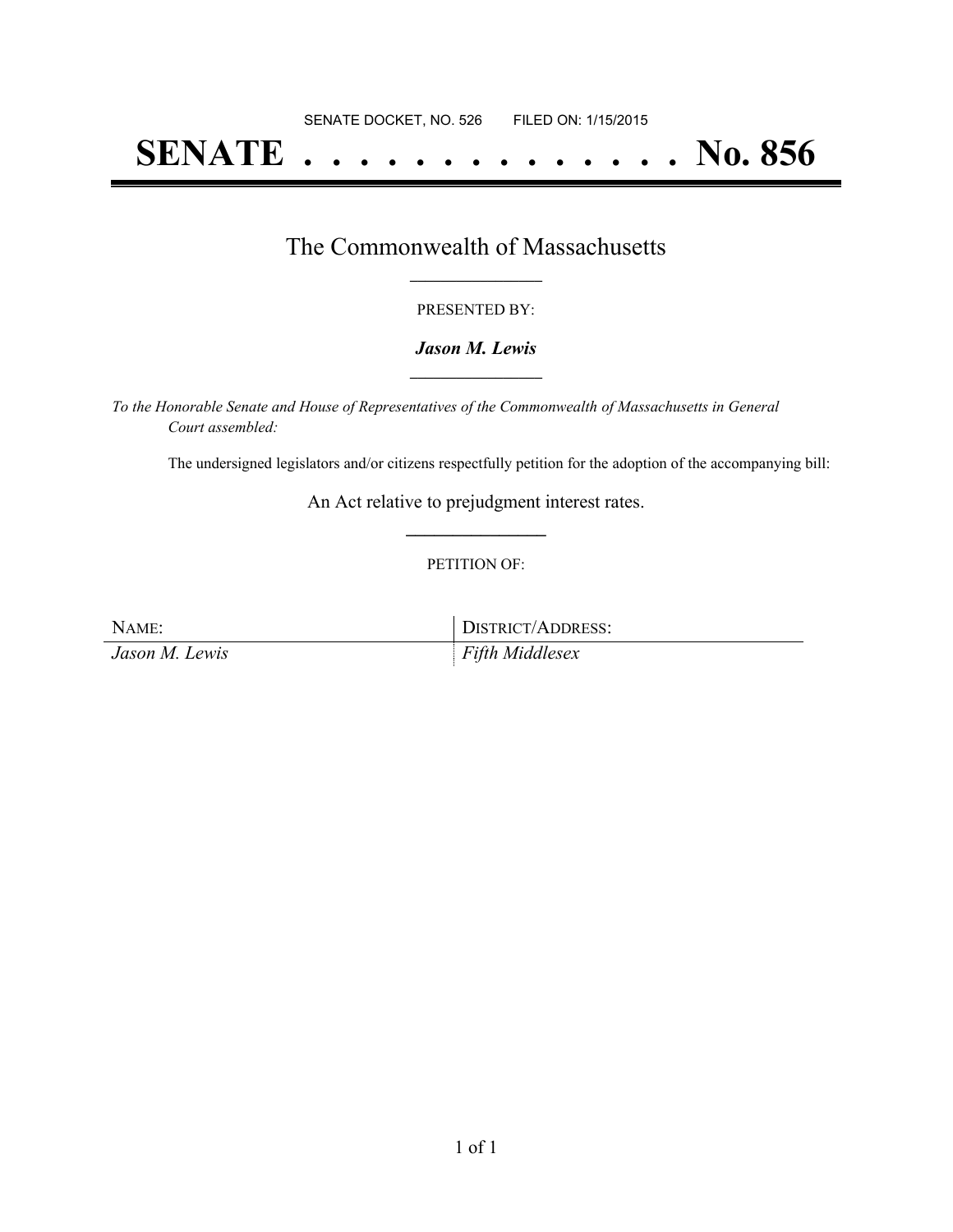SENATE DOCKET, NO. 526 FILED ON: 1/15/2015

# SENATE . . . . . . . . . . . . . . No. 856

## The Commonwealth of Massachusetts

PRESENTED BY:

***Jason M. Lewis***

*To the Honorable Senate and House of Representatives of the Commonwealth of Massachusetts in General Court assembled:*

The undersigned legislators and/or citizens respectfully petition for the adoption of the accompanying bill:

An Act relative to prejudgment interest rates.

PETITION OF:

| NAME: | DISTRICT/ADDRESS: |
|---|---|
| *Jason M. Lewis* | *Fifth Middlesex* |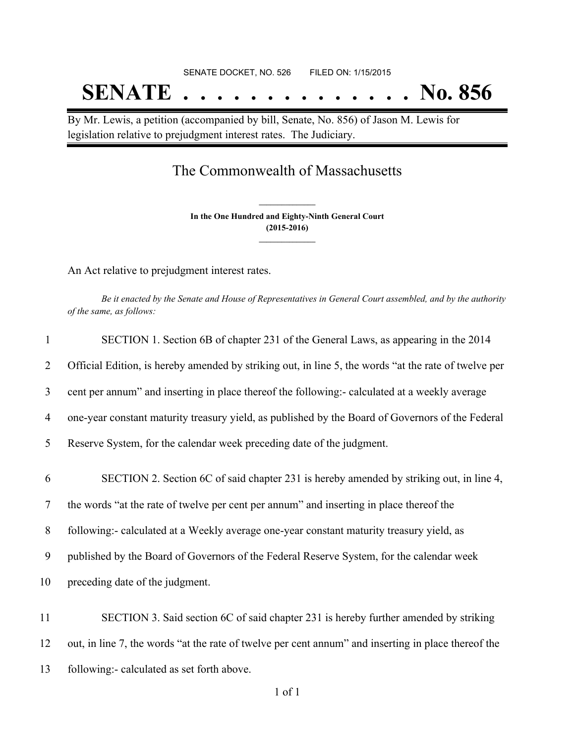SENATE DOCKET, NO. 526 FILED ON: 1/15/2015

# SENATE . . . . . . . . . . . . . . No. 856

By Mr. Lewis, a petition (accompanied by bill, Senate, No. 856) of Jason M. Lewis for legislation relative to prejudgment interest rates. The Judiciary.

## The Commonwealth of Massachusetts

**In the One Hundred and Eighty-Ninth General Court**
**(2015-2016)**

An Act relative to prejudgment interest rates.

*Be it enacted by the Senate and House of Representatives in General Court assembled, and by the authority of the same, as follows:*

1 SECTION 1. Section 6B of chapter 231 of the General Laws, as appearing in the 2014
2 Official Edition, is hereby amended by striking out, in line 5, the words "at the rate of twelve per
3 cent per annum" and inserting in place thereof the following:- calculated at a weekly average
4 one-year constant maturity treasury yield, as published by the Board of Governors of the Federal
5 Reserve System, for the calendar week preceding date of the judgment.

6 SECTION 2. Section 6C of said chapter 231 is hereby amended by striking out, in line 4,
7 the words "at the rate of twelve per cent per annum" and inserting in place thereof the
8 following:- calculated at a Weekly average one-year constant maturity treasury yield, as
9 published by the Board of Governors of the Federal Reserve System, for the calendar week
10 preceding date of the judgment.

11 SECTION 3. Said section 6C of said chapter 231 is hereby further amended by striking
12 out, in line 7, the words "at the rate of twelve per cent annum" and inserting in place thereof the
13 following:- calculated as set forth above.